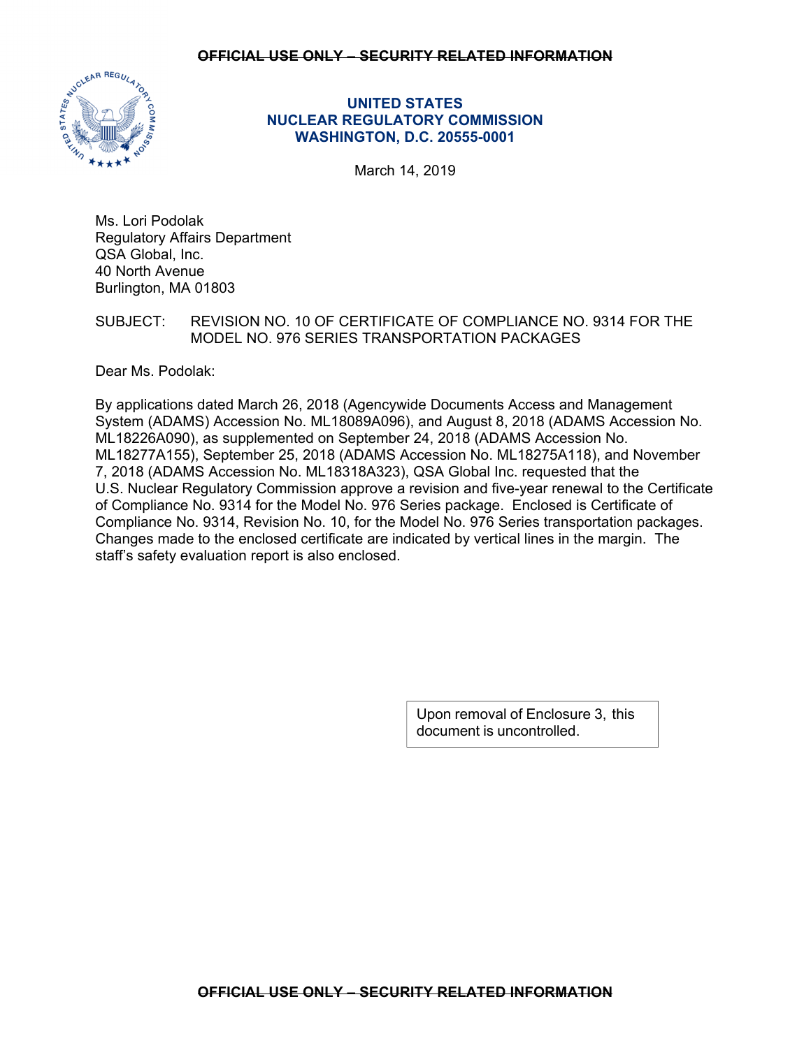~~OFFICIAL USE ONLY – SECURITY RELATED INFORMATION~~

**UNITED STATES**
**NUCLEAR REGULATORY COMMISSION**
**WASHINGTON, D.C. 20555-0001**

March 14, 2019

Ms. Lori Podolak
Regulatory Affairs Department
QSA Global, Inc.
40 North Avenue
Burlington, MA 01803

SUBJECT: REVISION NO. 10 OF CERTIFICATE OF COMPLIANCE NO. 9314 FOR THE MODEL NO. 976 SERIES TRANSPORTATION PACKAGES

Dear Ms. Podolak:

By applications dated March 26, 2018 (Agencywide Documents Access and Management System (ADAMS) Accession No. ML18089A096), and August 8, 2018 (ADAMS Accession No. ML18226A090), as supplemented on September 24, 2018 (ADAMS Accession No. ML18277A155), September 25, 2018 (ADAMS Accession No. ML18275A118), and November 7, 2018 (ADAMS Accession No. ML18318A323), QSA Global Inc. requested that the U.S. Nuclear Regulatory Commission approve a revision and five-year renewal to the Certificate of Compliance No. 9314 for the Model No. 976 Series package. Enclosed is Certificate of Compliance No. 9314, Revision No. 10, for the Model No. 976 Series transportation packages. Changes made to the enclosed certificate are indicated by vertical lines in the margin. The staff's safety evaluation report is also enclosed.

Upon removal of Enclosure 3, this document is uncontrolled.

~~OFFICIAL USE ONLY – SECURITY RELATED INFORMATION~~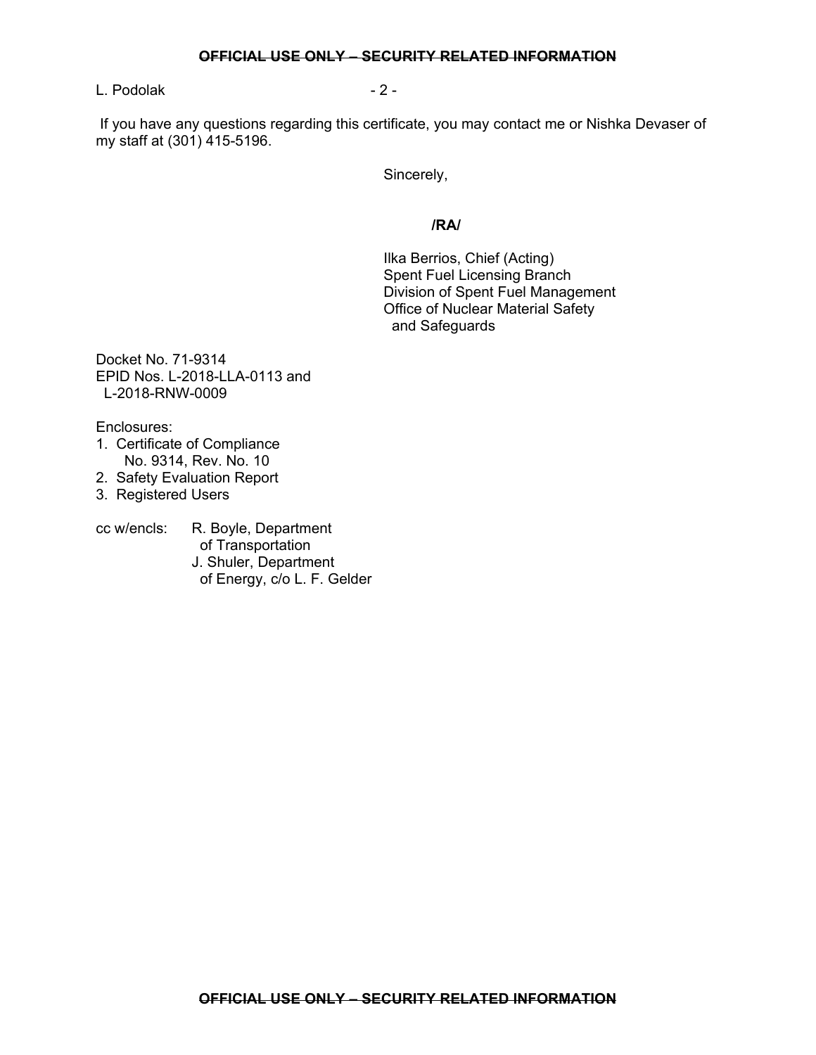If you have any questions regarding this certificate, you may contact me or Nishka Devaser of my staff at (301) 415-5196.

Sincerely,

**/RA/**

Ilka Berrios, Chief (Acting)
Spent Fuel Licensing Branch
Division of Spent Fuel Management
Office of Nuclear Material Safety
and Safeguards

Docket No. 71-9314
EPID Nos. L-2018-LLA-0113 and
L-2018-RNW-0009

Enclosures:
1. Certificate of Compliance
   No. 9314, Rev. No. 10
2. Safety Evaluation Report
3. Registered Users

cc w/encls: R. Boyle, Department
of Transportation
J. Shuler, Department
of Energy, c/o L. F. Gelder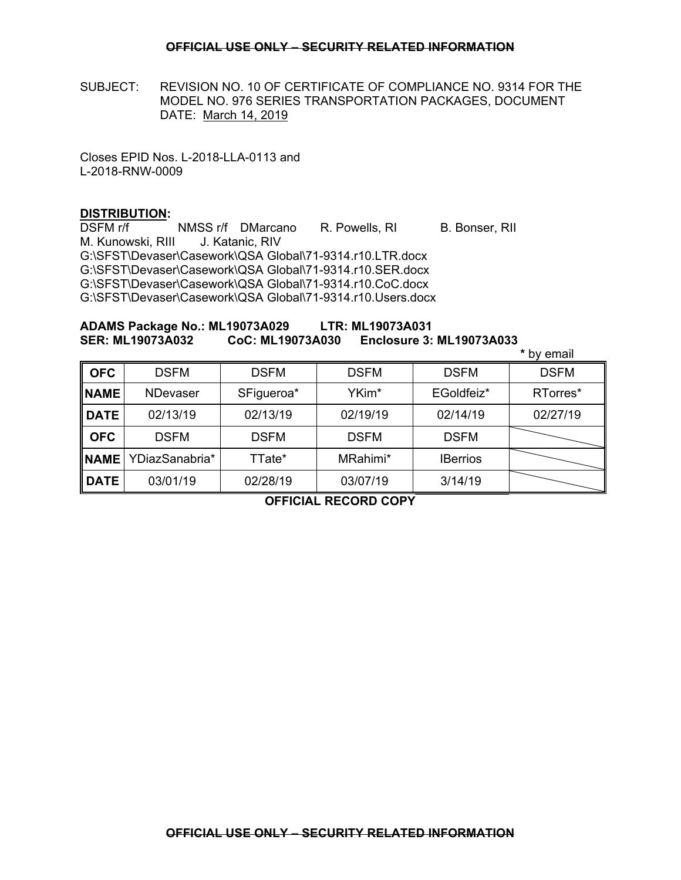SUBJECT: REVISION NO. 10 OF CERTIFICATE OF COMPLIANCE NO. 9314 FOR THE MODEL NO. 976 SERIES TRANSPORTATION PACKAGES, DOCUMENT DATE: March 14, 2019

Closes EPID Nos. L-2018-LLA-0113 and L-2018-RNW-0009

**DISTRIBUTION:**

DSFM r/f NMSS r/f DMarcano R. Powells, RI B. Bonser, RII
M. Kunowski, RIII J. Katanic, RIV
G:\SFST\Devaser\Casework\QSA Global\71-9314.r10.LTR.docx
G:\SFST\Devaser\Casework\QSA Global\71-9314.r10.SER.docx
G:\SFST\Devaser\Casework\QSA Global\71-9314.r10.CoC.docx
G:\SFST\Devaser\Casework\QSA Global\71-9314.r10.Users.docx

**ADAMS Package No.: ML19073A029 LTR: ML19073A031**
**SER: ML19073A032 CoC: ML19073A030 Enclosure 3: ML19073A033**

**\*** by email

| OFC | DSFM | DSFM | DSFM | DSFM | DSFM |
|---|---|---|---|---|---|
| NAME | NDevaser | SFigueroa* | YKim* | EGoldfeiz* | RTorres* |
| DATE | 02/13/19 | 02/13/19 | 02/19/19 | 02/14/19 | 02/27/19 |
| OFC | DSFM | DSFM | DSFM | DSFM | |
| NAME | YDiazSanabria* | TTate* | MRahimi* | IBerrios | |
| DATE | 03/01/19 | 02/28/19 | 03/07/19 | 3/14/19 | |

**OFFICIAL RECORD COPY**